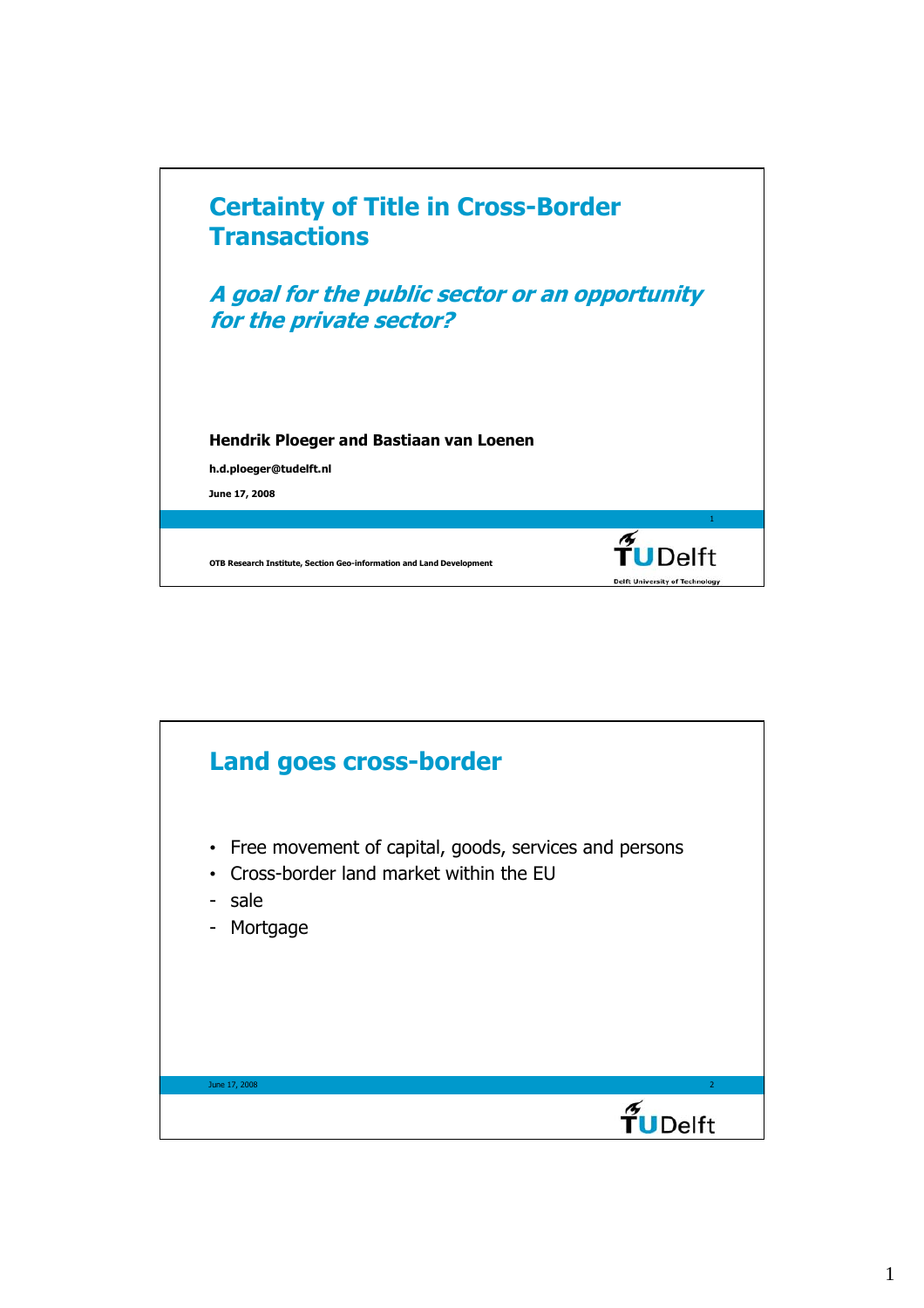# Certainty of Title in Cross-Border Transactions

## *A goal for the public sector or an opportunity for the private sector?*

**Hendrik Ploeger and Bastiaan van Loenen**

**h.d.ploeger@tudelft.nl**

**June 17, 2008**

**OTB Research Institute, Section Geo-information and Land Development**

---

## Land goes cross-border

- Free movement of capital, goods, services and persons
- Cross-border land market within the EU
- sale
- Mortgage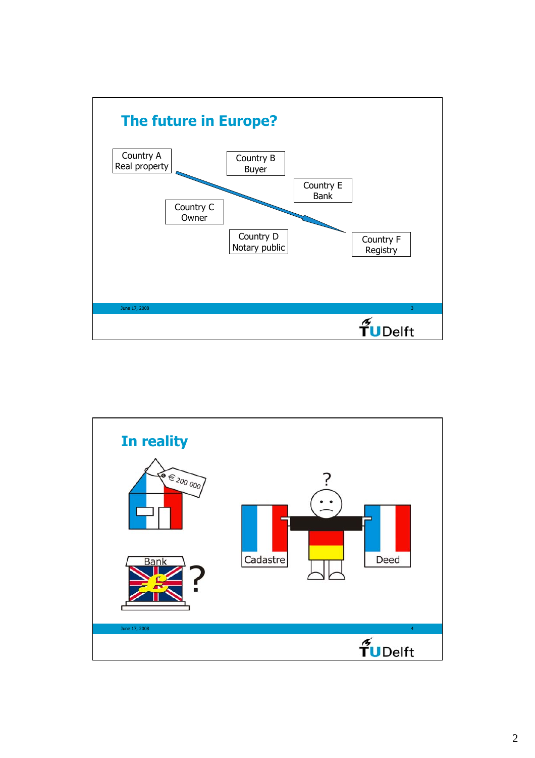## The future in Europe?

Country A
Real property

Country B
Buyer

Country E
Bank

Country C
Owner

Country D
Notary public

Country F
Registry

## In reality

€ 200 000

Bank

?

?

Cadastre

Deed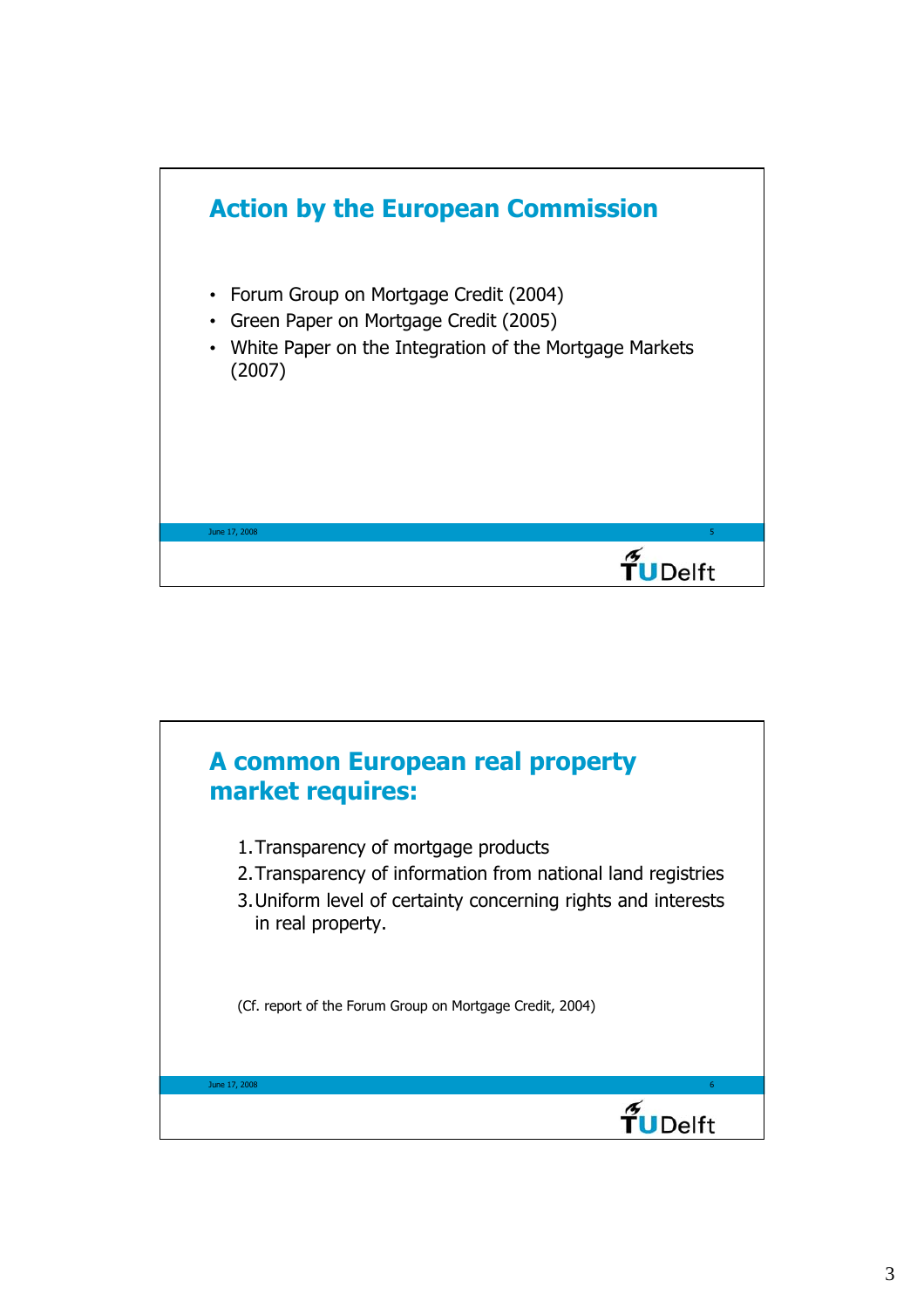## Action by the European Commission

- Forum Group on Mortgage Credit (2004)
- Green Paper on Mortgage Credit (2005)
- White Paper on the Integration of the Mortgage Markets (2007)

## A common European real property market requires:

1. Transparency of mortgage products
2. Transparency of information from national land registries
3. Uniform level of certainty concerning rights and interests in real property.

(Cf. report of the Forum Group on Mortgage Credit, 2004)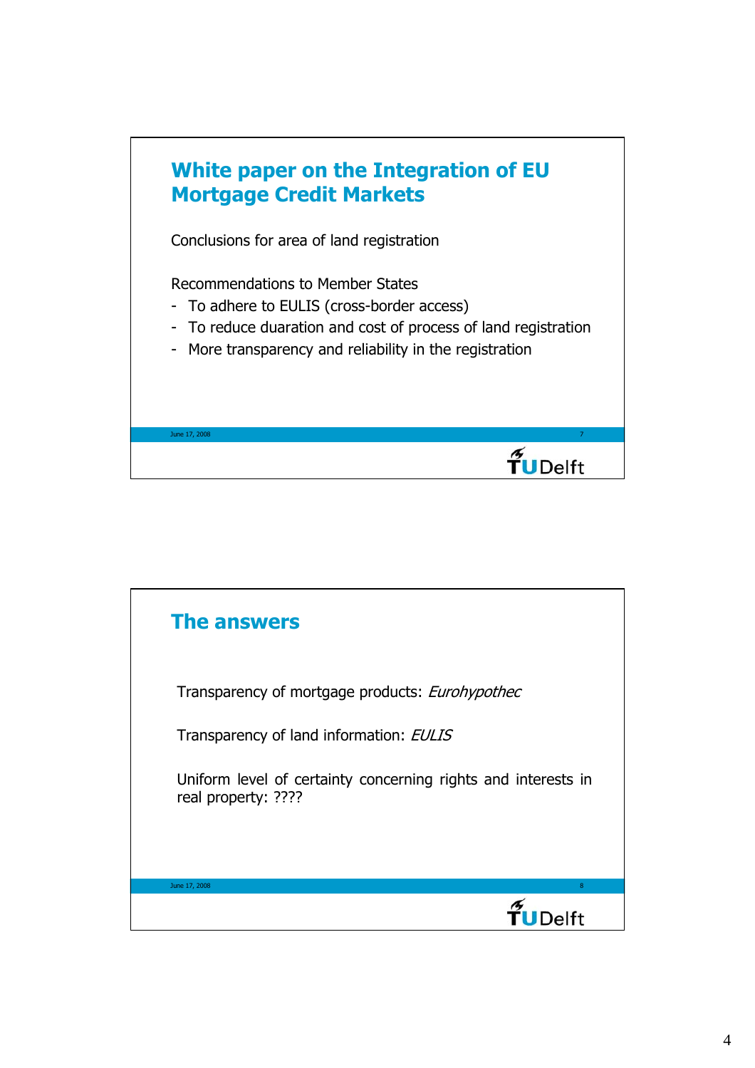## White paper on the Integration of EU Mortgage Credit Markets

Conclusions for area of land registration

Recommendations to Member States

- To adhere to EULIS (cross-border access)
- To reduce duaration and cost of process of land registration
- More transparency and reliability in the registration

## The answers

Transparency of mortgage products: *Eurohypothec*

Transparency of land information: *EULIS*

Uniform level of certainty concerning rights and interests in real property: ????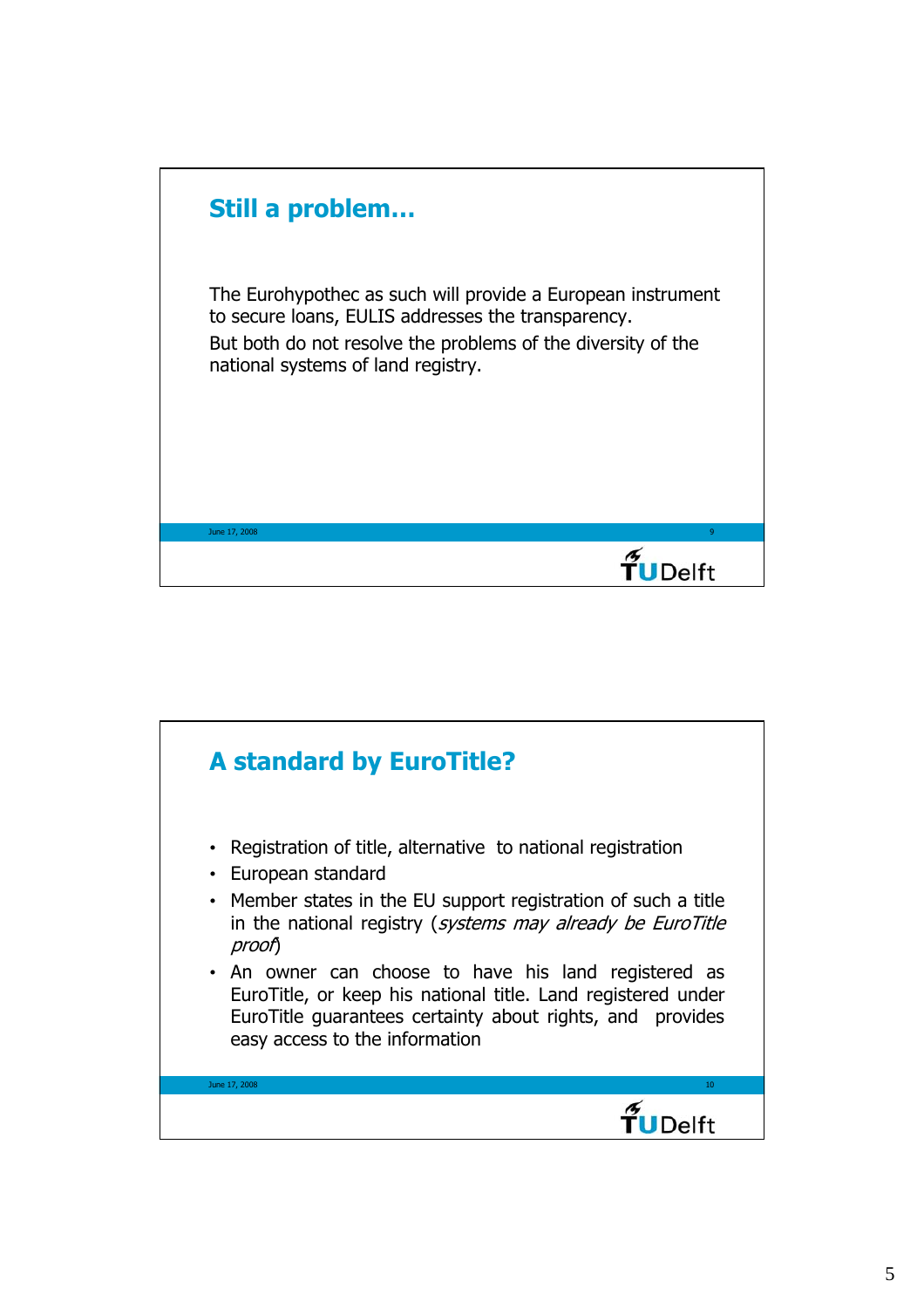## Still a problem…

The Eurohypothec as such will provide a European instrument to secure loans, EULIS addresses the transparency.

But both do not resolve the problems of the diversity of the national systems of land registry.

## A standard by EuroTitle?

- Registration of title, alternative to national registration
- European standard
- Member states in the EU support registration of such a title in the national registry (*systems may already be EuroTitle proof*)
- An owner can choose to have his land registered as EuroTitle, or keep his national title. Land registered under EuroTitle guarantees certainty about rights, and provides easy access to the information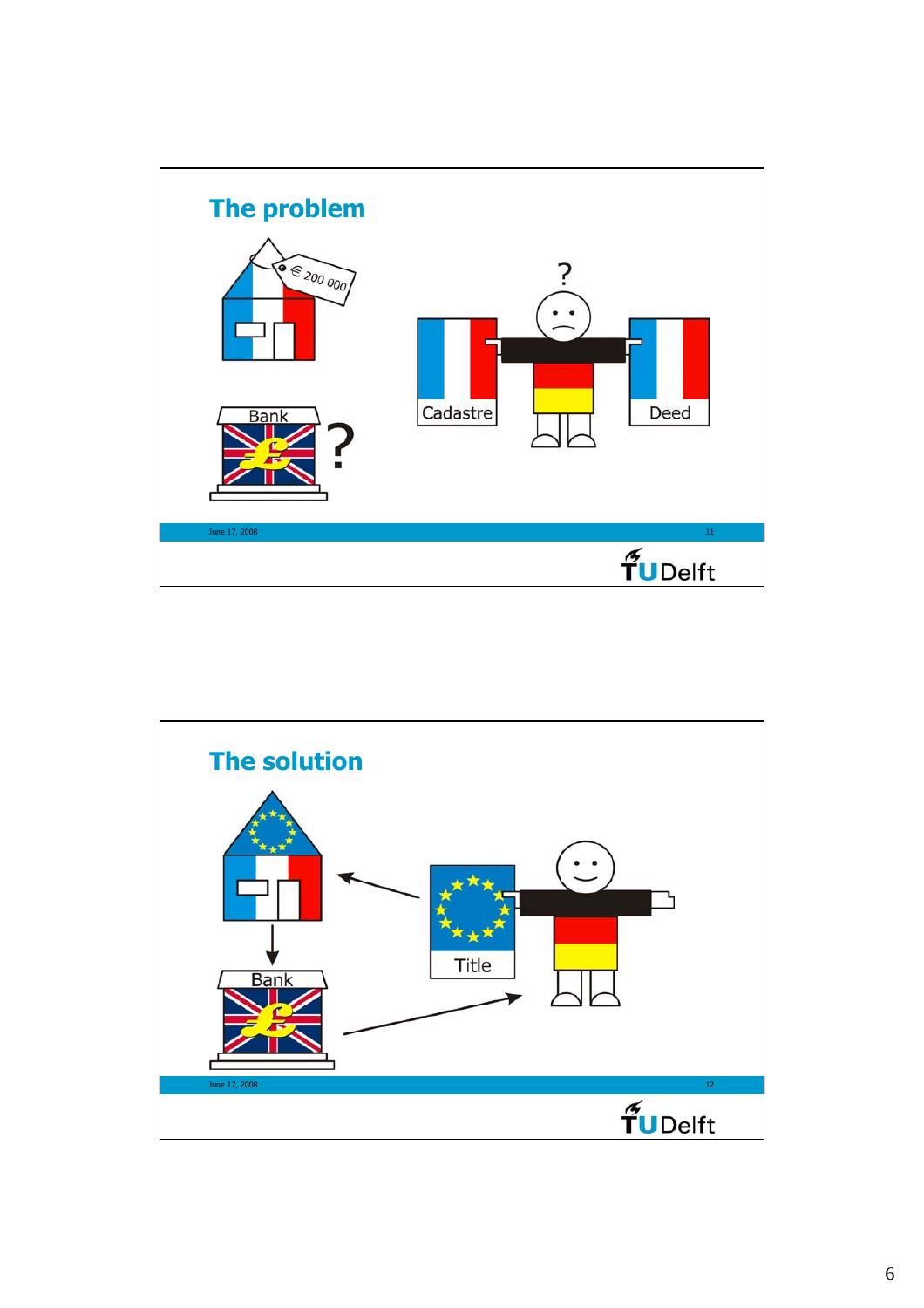# The problem

€ 200 000

Bank

?

?

Cadastre

Deed

# The solution

Bank

Title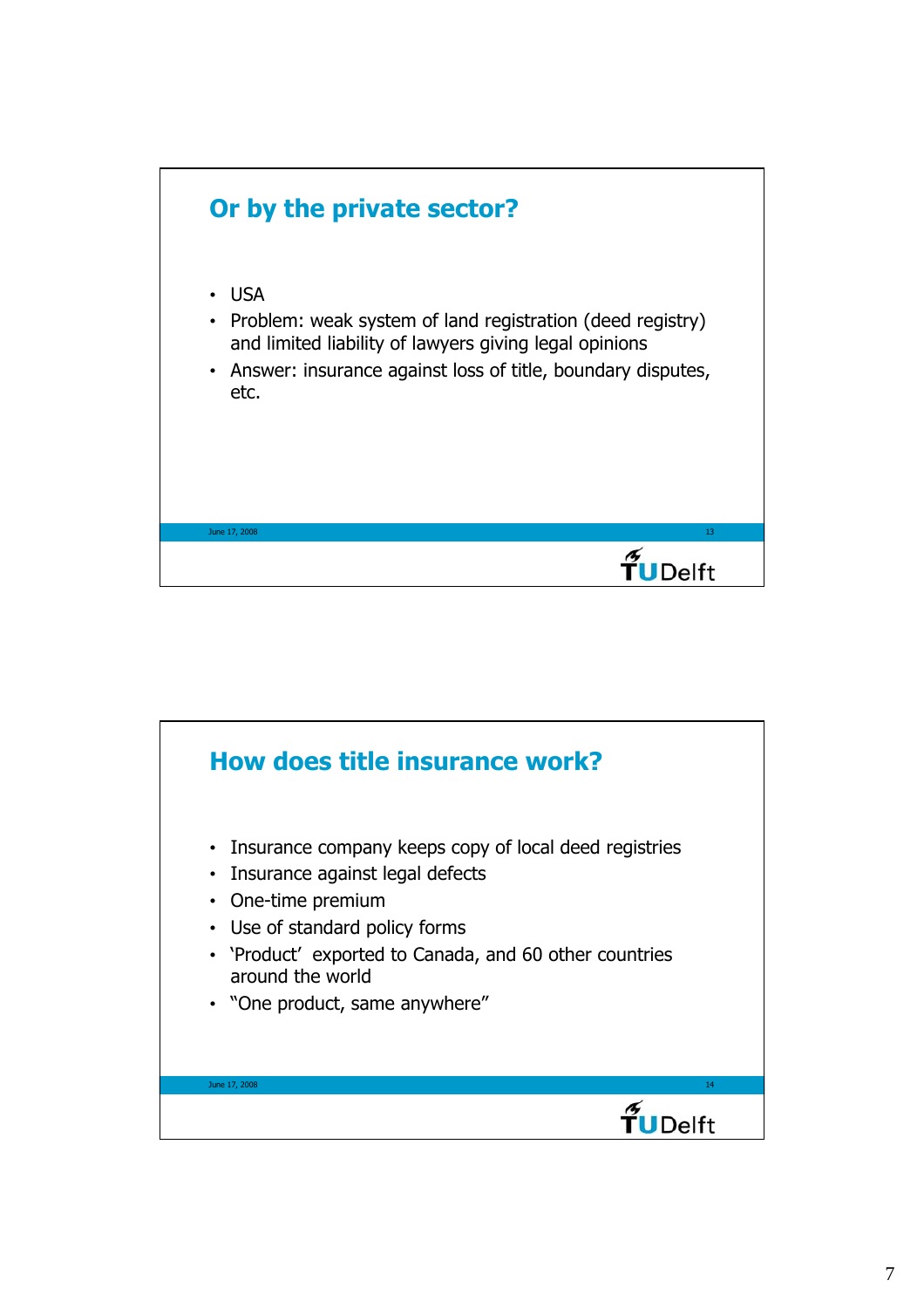## Or by the private sector?

- USA
- Problem: weak system of land registration (deed registry) and limited liability of lawyers giving legal opinions
- Answer: insurance against loss of title, boundary disputes, etc.

## How does title insurance work?

- Insurance company keeps copy of local deed registries
- Insurance against legal defects
- One-time premium
- Use of standard policy forms
- 'Product' exported to Canada, and 60 other countries around the world
- "One product, same anywhere"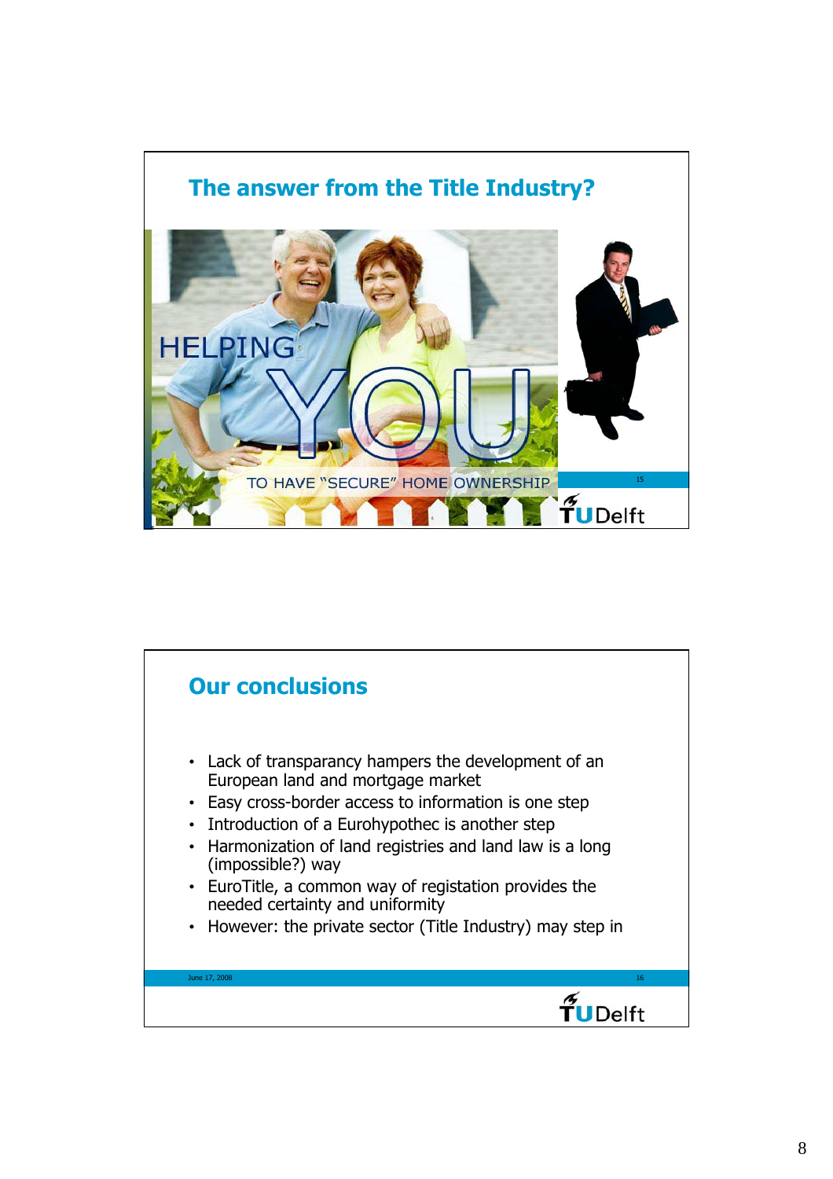## The answer from the Title Industry?

HELPING YOU

TO HAVE "SECURE" HOME OWNERSHIP

## Our conclusions

- Lack of transparancy hampers the development of an European land and mortgage market
- Easy cross-border access to information is one step
- Introduction of a Eurohypothec is another step
- Harmonization of land registries and land law is a long (impossible?) way
- EuroTitle, a common way of registation provides the needed certainty and uniformity
- However: the private sector (Title Industry) may step in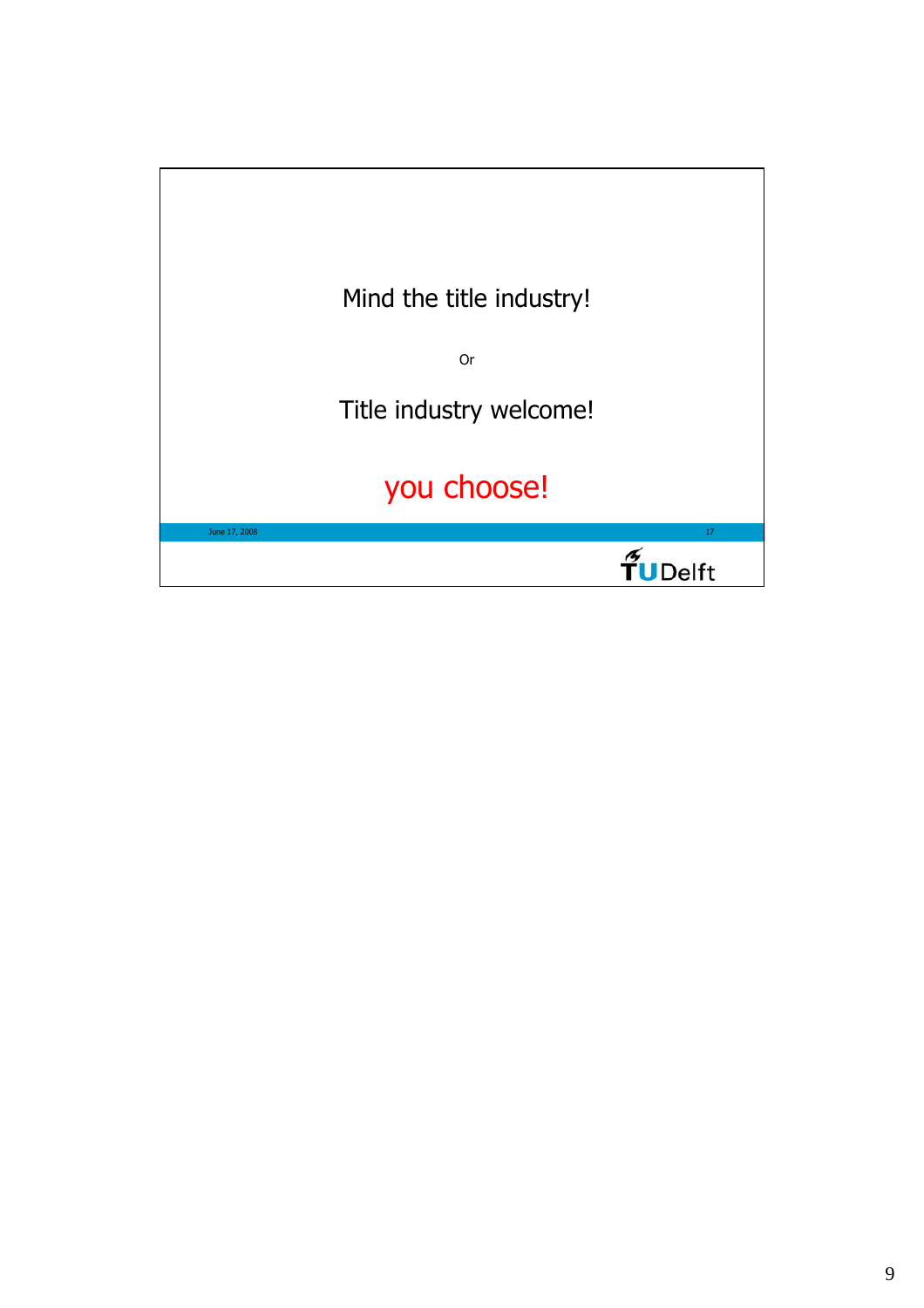Mind the title industry!

Or

Title industry welcome!

you choose!

June 17, 2008

TUDelft